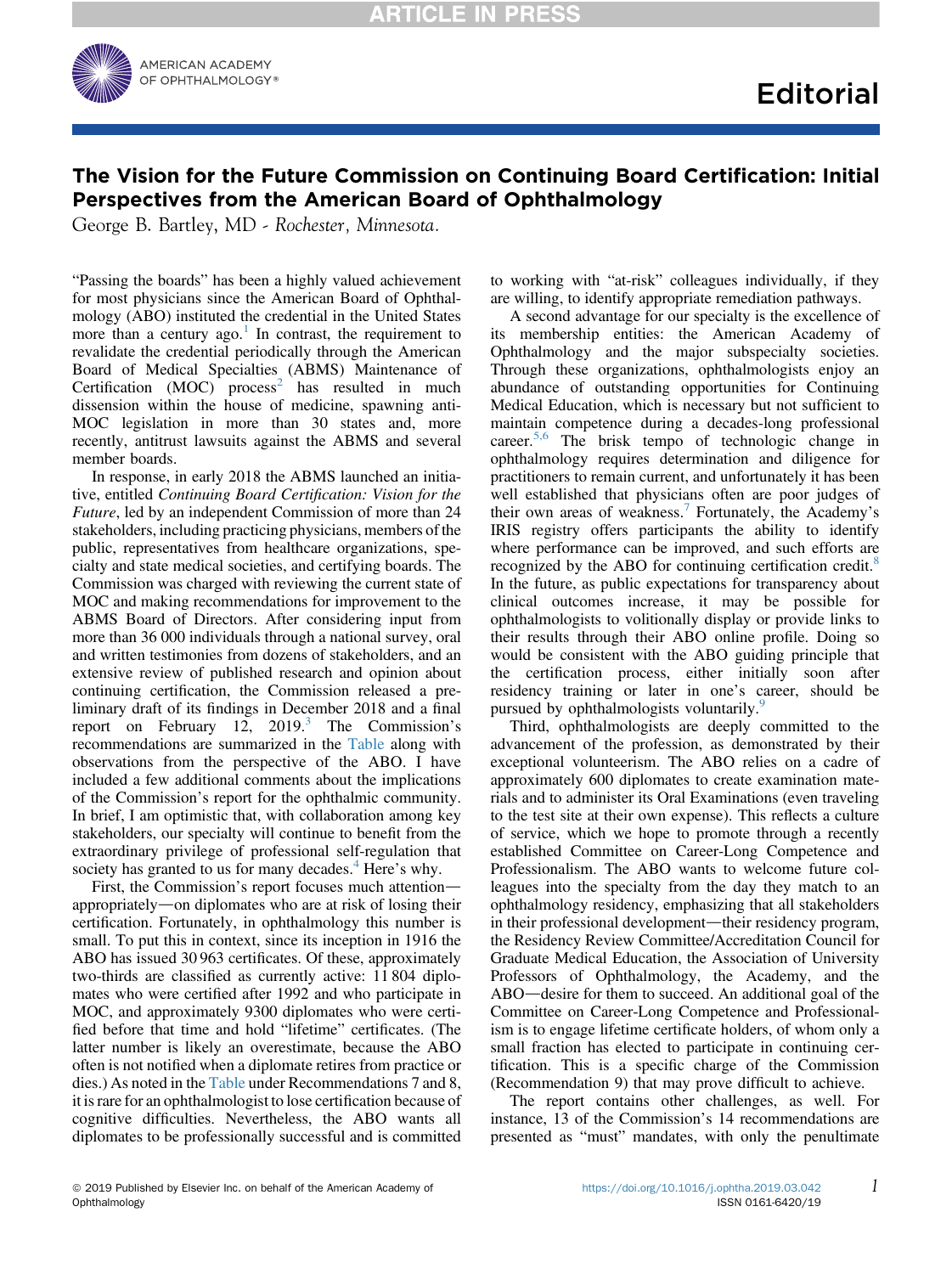Editorial

# The Vision for the Future Commission on Continuing Board Certification: Initial Perspectives from the American Board of Ophthalmology

George B. Bartley, MD - *Rochester, Minnesota.*

"Passing the boards" has been a highly valued achievement for most physicians since the American Board of Ophthalmology (ABO) instituted the credential in the United States more than a century ago.[1] In contrast, the requirement to revalidate the credential periodically through the American Board of Medical Specialties (ABMS) Maintenance of Certification (MOC) process[2] has resulted in much dissension within the house of medicine, spawning anti-MOC legislation in more than 30 states and, more recently, antitrust lawsuits against the ABMS and several member boards.

In response, in early 2018 the ABMS launched an initiative, entitled *Continuing Board Certification: Vision for the Future*, led by an independent Commission of more than 24 stakeholders, including practicing physicians, members of the public, representatives from healthcare organizations, specialty and state medical societies, and certifying boards. The Commission was charged with reviewing the current state of MOC and making recommendations for improvement to the ABMS Board of Directors. After considering input from more than 36 000 individuals through a national survey, oral and written testimonies from dozens of stakeholders, and an extensive review of published research and opinion about continuing certification, the Commission released a preliminary draft of its findings in December 2018 and a final report on February 12, 2019.[3] The Commission's recommendations are summarized in the Table along with observations from the perspective of the ABO. I have included a few additional comments about the implications of the Commission's report for the ophthalmic community. In brief, I am optimistic that, with collaboration among key stakeholders, our specialty will continue to benefit from the extraordinary privilege of professional self-regulation that society has granted to us for many decades.[4] Here's why.

First, the Commission's report focuses much attention—appropriately—on diplomates who are at risk of losing their certification. Fortunately, in ophthalmology this number is small. To put this in context, since its inception in 1916 the ABO has issued 30 963 certificates. Of these, approximately two-thirds are classified as currently active: 11 804 diplomates who were certified after 1992 and who participate in MOC, and approximately 9300 diplomates who were certified before that time and hold "lifetime" certificates. (The latter number is likely an overestimate, because the ABO often is not notified when a diplomate retires from practice or dies.) As noted in the Table under Recommendations 7 and 8, it is rare for an ophthalmologist to lose certification because of cognitive difficulties. Nevertheless, the ABO wants all diplomates to be professionally successful and is committed to working with "at-risk" colleagues individually, if they are willing, to identify appropriate remediation pathways.

A second advantage for our specialty is the excellence of its membership entities: the American Academy of Ophthalmology and the major subspecialty societies. Through these organizations, ophthalmologists enjoy an abundance of outstanding opportunities for Continuing Medical Education, which is necessary but not sufficient to maintain competence during a decades-long professional career.[5,6] The brisk tempo of technologic change in ophthalmology requires determination and diligence for practitioners to remain current, and unfortunately it has been well established that physicians often are poor judges of their own areas of weakness.[7] Fortunately, the Academy's IRIS registry offers participants the ability to identify where performance can be improved, and such efforts are recognized by the ABO for continuing certification credit.[8] In the future, as public expectations for transparency about clinical outcomes increase, it may be possible for ophthalmologists to volitionally display or provide links to their results through their ABO online profile. Doing so would be consistent with the ABO guiding principle that the certification process, either initially soon after residency training or later in one's career, should be pursued by ophthalmologists voluntarily.[9]

Third, ophthalmologists are deeply committed to the advancement of the profession, as demonstrated by their exceptional volunteerism. The ABO relies on a cadre of approximately 600 diplomates to create examination materials and to administer its Oral Examinations (even traveling to the test site at their own expense). This reflects a culture of service, which we hope to promote through a recently established Committee on Career-Long Competence and Professionalism. The ABO wants to welcome future colleagues into the specialty from the day they match to an ophthalmology residency, emphasizing that all stakeholders in their professional development—their residency program, the Residency Review Committee/Accreditation Council for Graduate Medical Education, the Association of University Professors of Ophthalmology, the Academy, and the ABO—desire for them to succeed. An additional goal of the Committee on Career-Long Competence and Professionalism is to engage lifetime certificate holders, of whom only a small fraction has elected to participate in continuing certification. This is a specific charge of the Commission (Recommendation 9) that may prove difficult to achieve.

The report contains other challenges, as well. For instance, 13 of the Commission's 14 recommendations are presented as "must" mandates, with only the penultimate

© 2019 Published by Elsevier Inc. on behalf of the American Academy of Ophthalmology

https://doi.org/10.1016/j.ophtha.2019.03.042
ISSN 0161-6420/19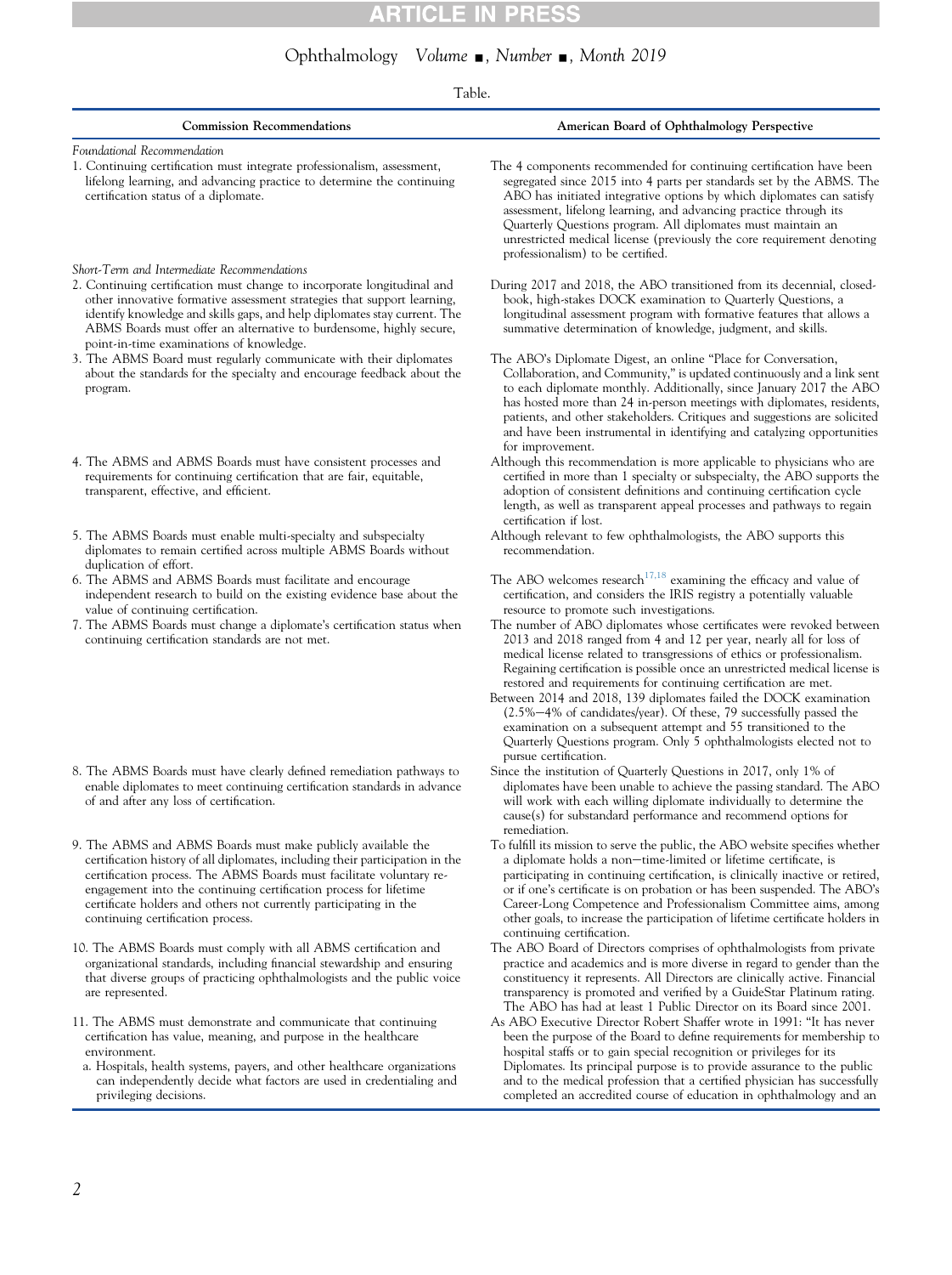Table.

| Commission Recommendations | American Board of Ophthalmology Perspective |
|---|---|
| *Foundational Recommendation* | |
| 1. Continuing certification must integrate professionalism, assessment, lifelong learning, and advancing practice to determine the continuing certification status of a diplomate. | The 4 components recommended for continuing certification have been segregated since 2015 into 4 parts per standards set by the ABMS. The ABO has initiated integrative options by which diplomates can satisfy assessment, lifelong learning, and advancing practice through its Quarterly Questions program. All diplomates must maintain an unrestricted medical license (previously the core requirement denoting professionalism) to be certified. |
| *Short-Term and Intermediate Recommendations* | |
| 2. Continuing certification must change to incorporate longitudinal and other innovative formative assessment strategies that support learning, identify knowledge and skills gaps, and help diplomates stay current. The ABMS Boards must offer an alternative to burdensome, highly secure, point-in-time examinations of knowledge. | During 2017 and 2018, the ABO transitioned from its decennial, closed-book, high-stakes DOCK examination to Quarterly Questions, a longitudinal assessment program with formative features that allows a summative determination of knowledge, judgment, and skills. |
| 3. The ABMS Board must regularly communicate with their diplomates about the standards for the specialty and encourage feedback about the program. | The ABO's Diplomate Digest, an online "Place for Conversation, Collaboration, and Community," is updated continuously and a link sent to each diplomate monthly. Additionally, since January 2017 the ABO has hosted more than 24 in-person meetings with diplomates, residents, patients, and other stakeholders. Critiques and suggestions are solicited and have been instrumental in identifying and catalyzing opportunities for improvement. |
| 4. The ABMS and ABMS Boards must have consistent processes and requirements for continuing certification that are fair, equitable, transparent, effective, and efficient. | Although this recommendation is more applicable to physicians who are certified in more than 1 specialty or subspecialty, the ABO supports the adoption of consistent definitions and continuing certification cycle length, as well as transparent appeal processes and pathways to regain certification if lost. |
| 5. The ABMS Boards must enable multi-specialty and subspecialty diplomates to remain certified across multiple ABMS Boards without duplication of effort. | Although relevant to few ophthalmologists, the ABO supports this recommendation. |
| 6. The ABMS and ABMS Boards must facilitate and encourage independent research to build on the existing evidence base about the value of continuing certification. | The ABO welcomes research[17,18] examining the efficacy and value of certification, and considers the IRIS registry a potentially valuable resource to promote such investigations. |
| 7. The ABMS Boards must change a diplomate's certification status when continuing certification standards are not met. | The number of ABO diplomates whose certificates were revoked between 2013 and 2018 ranged from 4 and 12 per year, nearly all for loss of medical license related to transgressions of ethics or professionalism. Regaining certification is possible once an unrestricted medical license is restored and requirements for continuing certification are met. Between 2014 and 2018, 139 diplomates failed the DOCK examination (2.5%–4% of candidates/year). Of these, 79 successfully passed the examination on a subsequent attempt and 55 transitioned to the Quarterly Questions program. Only 5 ophthalmologists elected not to pursue certification. |
| 8. The ABMS Boards must have clearly defined remediation pathways to enable diplomates to meet continuing certification standards in advance of and after any loss of certification. | Since the institution of Quarterly Questions in 2017, only 1% of diplomates have been unable to achieve the passing standard. The ABO will work with each willing diplomate individually to determine the cause(s) for substandard performance and recommend options for remediation. |
| 9. The ABMS and ABMS Boards must make publicly available the certification history of all diplomates, including their participation in the certification process. The ABMS Boards must facilitate voluntary re-engagement into the continuing certification process for lifetime certificate holders and others not currently participating in the continuing certification process. | To fulfill its mission to serve the public, the ABO website specifies whether a diplomate holds a non–time-limited or lifetime certificate, is participating in continuing certification, is clinically inactive or retired, or if one's certificate is on probation or has been suspended. The ABO's Career-Long Competence and Professionalism Committee aims, among other goals, to increase the participation of lifetime certificate holders in continuing certification. |
| 10. The ABMS Boards must comply with all ABMS certification and organizational standards, including financial stewardship and ensuring that diverse groups of practicing ophthalmologists and the public voice are represented. | The ABO Board of Directors comprises of ophthalmologists from private practice and academics and is more diverse in regard to gender than the constituency it represents. All Directors are clinically active. Financial transparency is promoted and verified by a GuideStar Platinum rating. The ABO has had at least 1 Public Director on its Board since 2001. |
| 11. The ABMS must demonstrate and communicate that continuing certification has value, meaning, and purpose in the healthcare environment. a. Hospitals, health systems, payers, and other healthcare organizations can independently decide what factors are used in credentialing and privileging decisions. | As ABO Executive Director Robert Shaffer wrote in 1991: "It has never been the purpose of the Board to define requirements for membership to hospital staffs or to gain special recognition or privileges for its Diplomates. Its principal purpose is to provide assurance to the public and to the medical profession that a certified physician has successfully completed an accredited course of education in ophthalmology and an |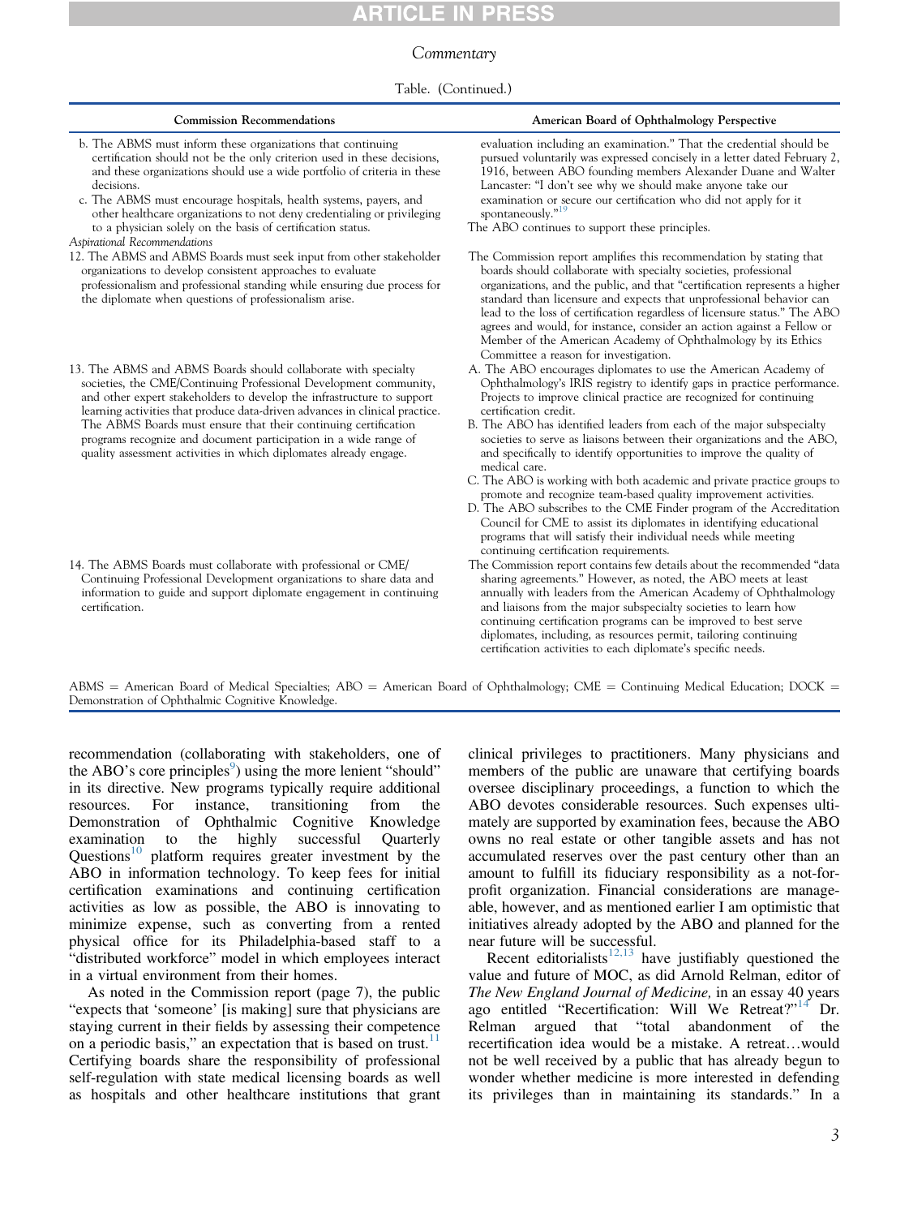Commentary

Table. (Continued.)

| Commission Recommendations | American Board of Ophthalmology Perspective |
| --- | --- |
| b. The ABMS must inform these organizations that continuing certification should not be the only criterion used in these decisions, and these organizations should use a wide portfolio of criteria in these decisions.<br>c. The ABMS must encourage hospitals, health systems, payers, and other healthcare organizations to not deny credentialing or privileging to a physician solely on the basis of certification status. | evaluation including an examination." That the credential should be pursued voluntarily was expressed concisely in a letter dated February 2, 1916, between ABO founding members Alexander Duane and Walter Lancaster: "I don't see why we should make anyone take our examination or secure our certification who did not apply for it spontaneously."[19]<br>The ABO continues to support these principles. |
| *Aspirational Recommendations* | |
| 12. The ABMS and ABMS Boards must seek input from other stakeholder organizations to develop consistent approaches to evaluate professionalism and professional standing while ensuring due process for the diplomate when questions of professionalism arise. | The Commission report amplifies this recommendation by stating that boards should collaborate with specialty societies, professional organizations, and the public, and that "certification represents a higher standard than licensure and expects that unprofessional behavior can lead to the loss of certification regardless of licensure status." The ABO agrees and would, for instance, consider an action against a Fellow or Member of the American Academy of Ophthalmology by its Ethics Committee a reason for investigation. |
| 13. The ABMS and ABMS Boards should collaborate with specialty societies, the CME/Continuing Professional Development community, and other expert stakeholders to develop the infrastructure to support learning activities that produce data-driven advances in clinical practice. The ABMS Boards must ensure that their continuing certification programs recognize and document participation in a wide range of quality assessment activities in which diplomates already engage. | A. The ABO encourages diplomates to use the American Academy of Ophthalmology's IRIS registry to identify gaps in practice performance. Projects to improve clinical practice are recognized for continuing certification credit.<br>B. The ABO has identified leaders from each of the major subspecialty societies to serve as liaisons between their organizations and the ABO, and specifically to identify opportunities to improve the quality of medical care.<br>C. The ABO is working with both academic and private practice groups to promote and recognize team-based quality improvement activities.<br>D. The ABO subscribes to the CME Finder program of the Accreditation Council for CME to assist its diplomates in identifying educational programs that will satisfy their individual needs while meeting continuing certification requirements. |
| 14. The ABMS Boards must collaborate with professional or CME/Continuing Professional Development organizations to share data and information to guide and support diplomate engagement in continuing certification. | The Commission report contains few details about the recommended "data sharing agreements." However, as noted, the ABO meets at least annually with leaders from the American Academy of Ophthalmology and liaisons from the major subspecialty societies to learn how continuing certification programs can be improved to best serve diplomates, including, as resources permit, tailoring continuing certification activities to each diplomate's specific needs. |

ABMS = American Board of Medical Specialties; ABO = American Board of Ophthalmology; CME = Continuing Medical Education; DOCK = Demonstration of Ophthalmic Cognitive Knowledge.

recommendation (collaborating with stakeholders, one of the ABO's core principles[9]) using the more lenient "should" in its directive. New programs typically require additional resources. For instance, transitioning from the Demonstration of Ophthalmic Cognitive Knowledge examination to the highly successful Quarterly Questions[10] platform requires greater investment by the ABO in information technology. To keep fees for initial certification examinations and continuing certification activities as low as possible, the ABO is innovating to minimize expense, such as converting from a rented physical office for its Philadelphia-based staff to a "distributed workforce" model in which employees interact in a virtual environment from their homes.

As noted in the Commission report (page 7), the public "expects that 'someone' [is making] sure that physicians are staying current in their fields by assessing their competence on a periodic basis," an expectation that is based on trust.[11] Certifying boards share the responsibility of professional self-regulation with state medical licensing boards as well as hospitals and other healthcare institutions that grant clinical privileges to practitioners. Many physicians and members of the public are unaware that certifying boards oversee disciplinary proceedings, a function to which the ABO devotes considerable resources. Such expenses ultimately are supported by examination fees, because the ABO owns no real estate or other tangible assets and has not accumulated reserves over the past century other than an amount to fulfill its fiduciary responsibility as a not-for-profit organization. Financial considerations are manageable, however, and as mentioned earlier I am optimistic that initiatives already adopted by the ABO and planned for the near future will be successful.

Recent editorialists[12,13] have justifiably questioned the value and future of MOC, as did Arnold Relman, editor of *The New England Journal of Medicine,* in an essay 40 years ago entitled "Recertification: Will We Retreat?"[14] Dr. Relman argued that "total abandonment of the recertification idea would be a mistake. A retreat…would not be well received by a public that has already begun to wonder whether medicine is more interested in defending its privileges than in maintaining its standards." In a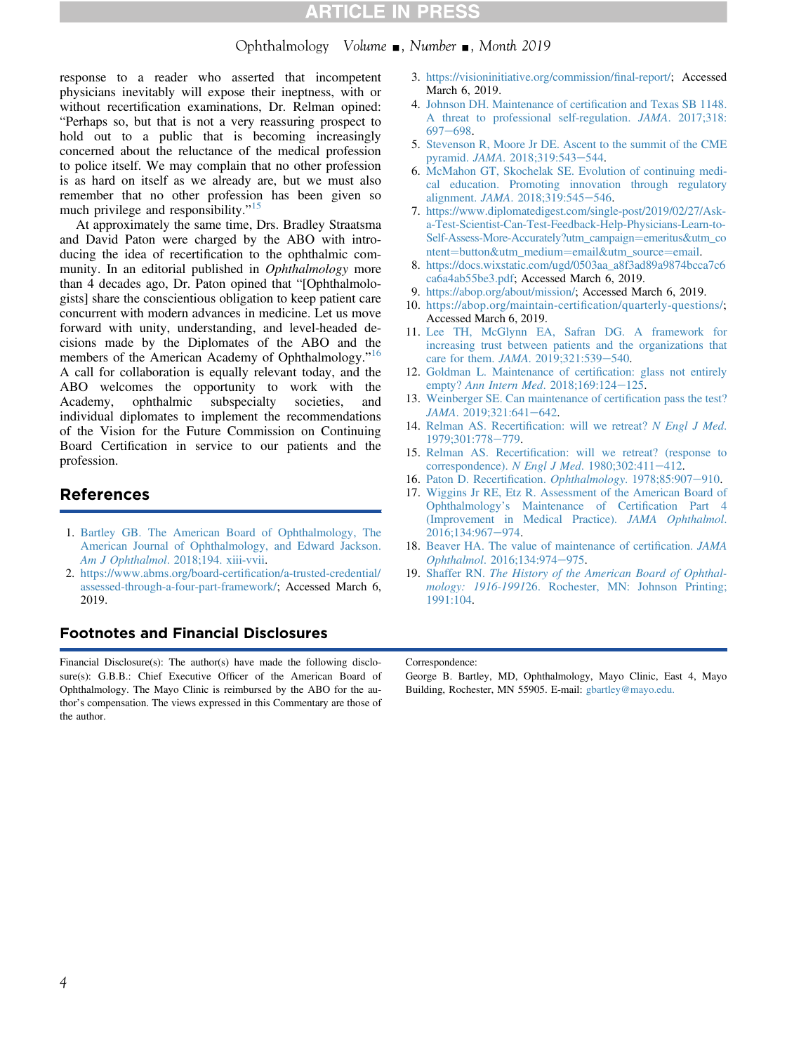response to a reader who asserted that incompetent physicians inevitably will expose their ineptness, with or without recertification examinations, Dr. Relman opined: "Perhaps so, but that is not a very reassuring prospect to hold out to a public that is becoming increasingly concerned about the reluctance of the medical profession to police itself. We may complain that no other profession is as hard on itself as we already are, but we must also remember that no other profession has been given so much privilege and responsibility."[15]

At approximately the same time, Drs. Bradley Straatsma and David Paton were charged by the ABO with introducing the idea of recertification to the ophthalmic community. In an editorial published in *Ophthalmology* more than 4 decades ago, Dr. Paton opined that "[Ophthalmologists] share the conscientious obligation to keep patient care concurrent with modern advances in medicine. Let us move forward with unity, understanding, and level-headed decisions made by the Diplomates of the ABO and the members of the American Academy of Ophthalmology."[16] A call for collaboration is equally relevant today, and the ABO welcomes the opportunity to work with the Academy, ophthalmic subspecialty societies, and individual diplomates to implement the recommendations of the Vision for the Future Commission on Continuing Board Certification in service to our patients and the profession.

## References

1. Bartley GB. The American Board of Ophthalmology, The American Journal of Ophthalmology, and Edward Jackson. *Am J Ophthalmol*. 2018;194. xiii-xvii.
2. https://www.abms.org/board-certification/a-trusted-credential/assessed-through-a-four-part-framework/; Accessed March 6, 2019.
3. https://visioninitiative.org/commission/final-report/; Accessed March 6, 2019.
4. Johnson DH. Maintenance of certification and Texas SB 1148. A threat to professional self-regulation. *JAMA*. 2017;318:697−698.
5. Stevenson R, Moore Jr DE. Ascent to the summit of the CME pyramid. *JAMA*. 2018;319:543−544.
6. McMahon GT, Skochelak SE. Evolution of continuing medical education. Promoting innovation through regulatory alignment. *JAMA*. 2018;319:545−546.
7. https://www.diplomatedigest.com/single-post/2019/02/27/Ask-a-Test-Scientist-Can-Test-Feedback-Help-Physicians-Learn-to-Self-Assess-More-Accurately?utm_campaign=emeritus&utm_content=button&utm_medium=email&utm_source=email.
8. https://docs.wixstatic.com/ugd/0503aa_a8f3ad89a9874bcca7c6ca6a4ab55be3.pdf; Accessed March 6, 2019.
9. https://abop.org/about/mission/; Accessed March 6, 2019.
10. https://abop.org/maintain-certification/quarterly-questions/; Accessed March 6, 2019.
11. Lee TH, McGlynn EA, Safran DG. A framework for increasing trust between patients and the organizations that care for them. *JAMA*. 2019;321:539−540.
12. Goldman L. Maintenance of certification: glass not entirely empty? *Ann Intern Med*. 2018;169:124−125.
13. Weinberger SE. Can maintenance of certification pass the test? *JAMA*. 2019;321:641−642.
14. Relman AS. Recertification: will we retreat? *N Engl J Med*. 1979;301:778−779.
15. Relman AS. Recertification: will we retreat? (response to correspondence). *N Engl J Med*. 1980;302:411−412.
16. Paton D. Recertification. *Ophthalmology*. 1978;85:907−910.
17. Wiggins Jr RE, Etz R. Assessment of the American Board of Ophthalmology's Maintenance of Certification Part 4 (Improvement in Medical Practice). *JAMA Ophthalmol*. 2016;134:967−974.
18. Beaver HA. The value of maintenance of certification. *JAMA Ophthalmol*. 2016;134:974−975.
19. Shaffer RN. *The History of the American Board of Ophthalmology: 1916-1991*26. Rochester, MN: Johnson Printing; 1991:104.

## Footnotes and Financial Disclosures

Financial Disclosure(s): The author(s) have made the following disclosure(s): G.B.B.: Chief Executive Officer of the American Board of Ophthalmology. The Mayo Clinic is reimbursed by the ABO for the author's compensation. The views expressed in this Commentary are those of the author.

Correspondence:
George B. Bartley, MD, Ophthalmology, Mayo Clinic, East 4, Mayo Building, Rochester, MN 55905. E-mail: gbartley@mayo.edu.